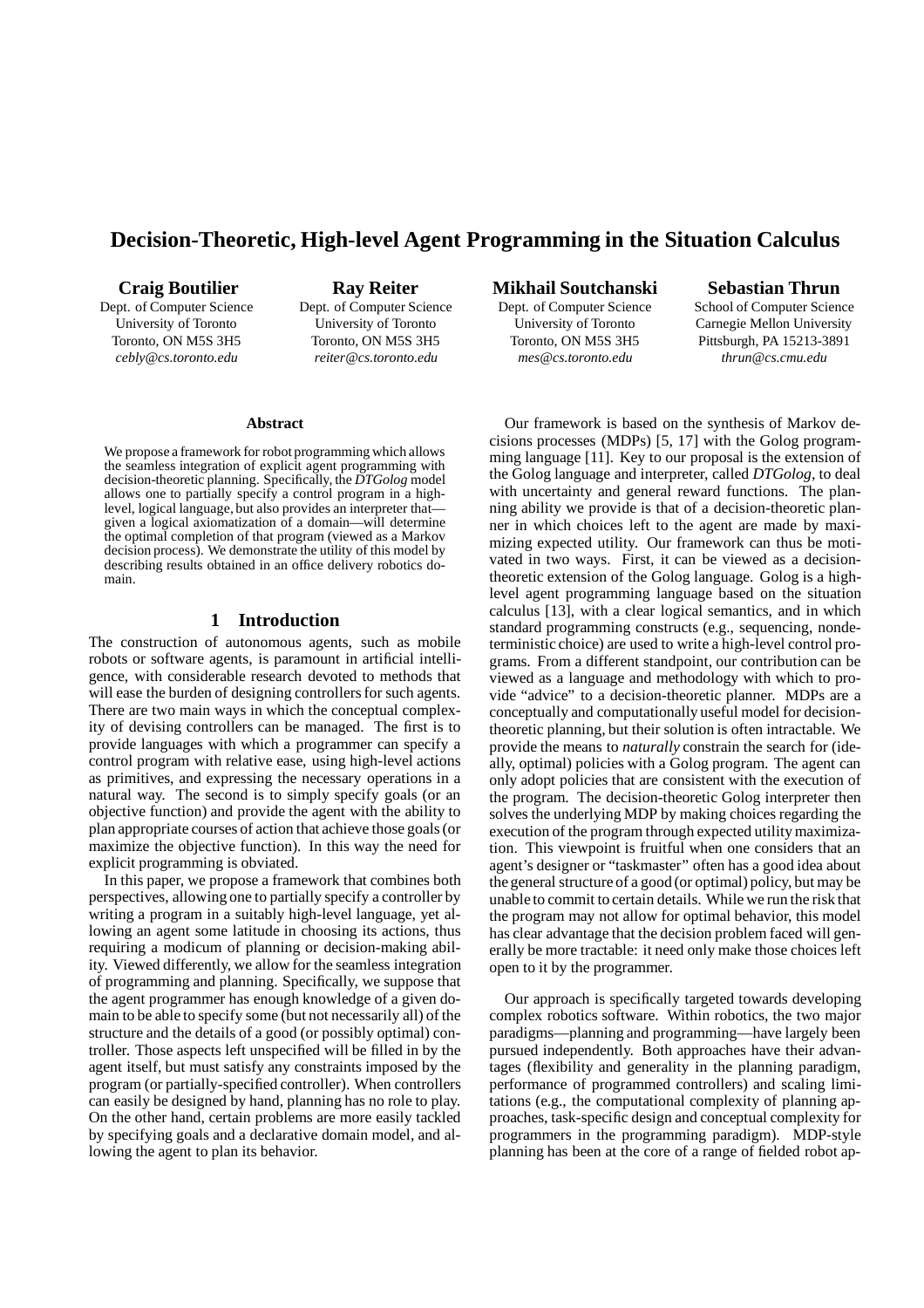# Decision-Theoretic, High-level Agent Programming in the Situation Calculus

**Craig Boutilier**
Dept. of Computer Science
University of Toronto
Toronto, ON M5S 3H5
*cebly@cs.toronto.edu*

**Ray Reiter**
Dept. of Computer Science
University of Toronto
Toronto, ON M5S 3H5
*reiter@cs.toronto.edu*

**Mikhail Soutchanski**
Dept. of Computer Science
University of Toronto
Toronto, ON M5S 3H5
*mes@cs.toronto.edu*

**Sebastian Thrun**
School of Computer Science
Carnegie Mellon University
Pittsburgh, PA 15213-3891
*thrun@cs.cmu.edu*

### Abstract

We propose a framework for robot programming which allows the seamless integration of explicit agent programming with decision-theoretic planning. Specifically, the *DTGolog* model allows one to partially specify a control program in a high-level, logical language, but also provides an interpreter that—given a logical axiomatization of a domain—will determine the optimal completion of that program (viewed as a Markov decision process). We demonstrate the utility of this model by describing results obtained in an office delivery robotics domain.

## 1 Introduction

The construction of autonomous agents, such as mobile robots or software agents, is paramount in artificial intelligence, with considerable research devoted to methods that will ease the burden of designing controllers for such agents. There are two main ways in which the conceptual complexity of devising controllers can be managed. The first is to provide languages with which a programmer can specify a control program with relative ease, using high-level actions as primitives, and expressing the necessary operations in a natural way. The second is to simply specify goals (or an objective function) and provide the agent with the ability to plan appropriate courses of action that achieve those goals (or maximize the objective function). In this way the need for explicit programming is obviated.

In this paper, we propose a framework that combines both perspectives, allowing one to partially specify a controller by writing a program in a suitably high-level language, yet allowing an agent some latitude in choosing its actions, thus requiring a modicum of planning or decision-making ability. Viewed differently, we allow for the seamless integration of programming and planning. Specifically, we suppose that the agent programmer has enough knowledge of a given domain to be able to specify some (but not necessarily all) of the structure and the details of a good (or possibly optimal) controller. Those aspects left unspecified will be filled in by the agent itself, but must satisfy any constraints imposed by the program (or partially-specified controller). When controllers can easily be designed by hand, planning has no role to play. On the other hand, certain problems are more easily tackled by specifying goals and a declarative domain model, and allowing the agent to plan its behavior.

Our framework is based on the synthesis of Markov decisions processes (MDPs) [5, 17] with the Golog programming language [11]. Key to our proposal is the extension of the Golog language and interpreter, called *DTGolog*, to deal with uncertainty and general reward functions. The planning ability we provide is that of a decision-theoretic planner in which choices left to the agent are made by maximizing expected utility. Our framework can thus be motivated in two ways. First, it can be viewed as a decision-theoretic extension of the Golog language. Golog is a high-level agent programming language based on the situation calculus [13], with a clear logical semantics, and in which standard programming constructs (e.g., sequencing, nondeterministic choice) are used to write a high-level control programs. From a different standpoint, our contribution can be viewed as a language and methodology with which to provide "advice" to a decision-theoretic planner. MDPs are a conceptually and computationally useful model for decision-theoretic planning, but their solution is often intractable. We provide the means to *naturally* constrain the search for (ideally, optimal) policies with a Golog program. The agent can only adopt policies that are consistent with the execution of the program. The decision-theoretic Golog interpreter then solves the underlying MDP by making choices regarding the execution of the program through expected utility maximization. This viewpoint is fruitful when one considers that an agent's designer or "taskmaster" often has a good idea about the general structure of a good (or optimal) policy, but may be unable to commit to certain details. While we run the risk that the program may not allow for optimal behavior, this model has clear advantage that the decision problem faced will generally be more tractable: it need only make those choices left open to it by the programmer.

Our approach is specifically targeted towards developing complex robotics software. Within robotics, the two major paradigms—planning and programming—have largely been pursued independently. Both approaches have their advantages (flexibility and generality in the planning paradigm, performance of programmed controllers) and scaling limitations (e.g., the computational complexity of planning approaches, task-specific design and conceptual complexity for programmers in the programming paradigm). MDP-style planning has been at the core of a range of fielded robot ap-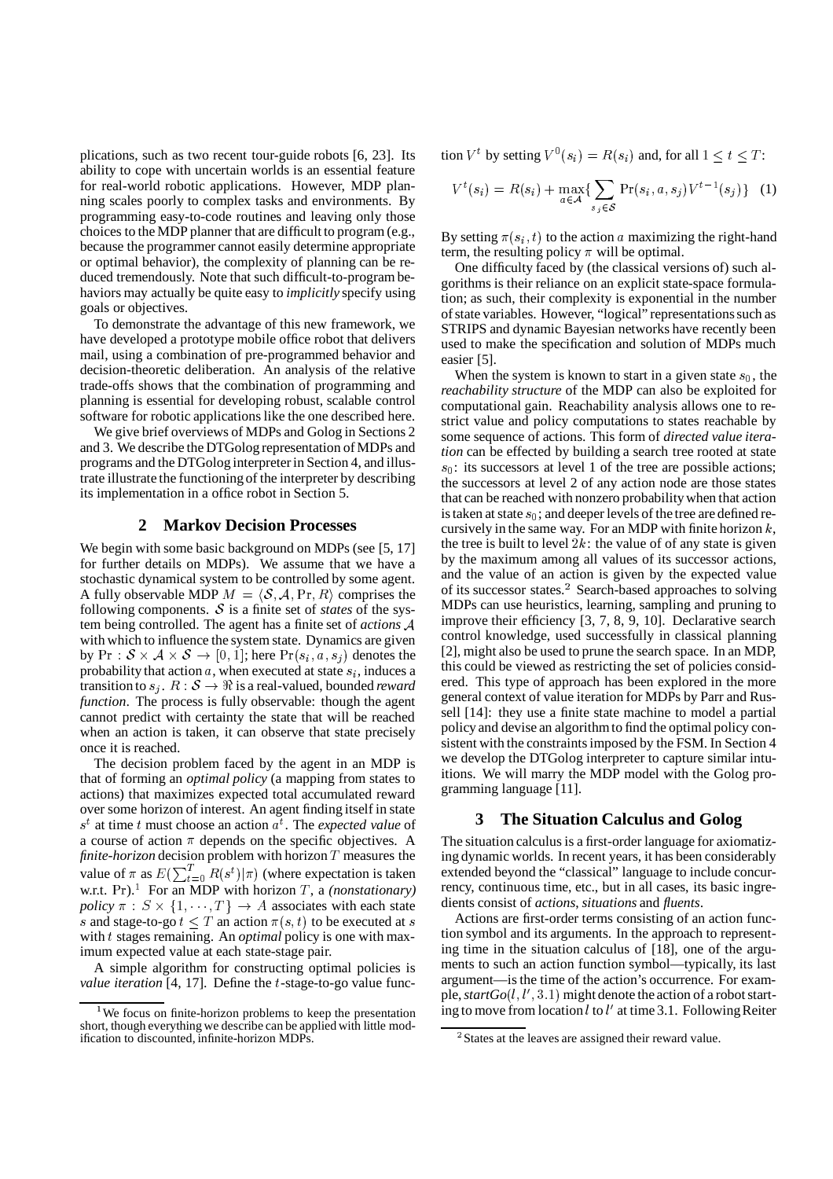plications, such as two recent tour-guide robots [6, 23]. Its ability to cope with uncertain worlds is an essential feature for real-world robotic applications. However, MDP planning scales poorly to complex tasks and environments. By programming easy-to-code routines and leaving only those choices to the MDP planner that are difficult to program (e.g., because the programmer cannot easily determine appropriate or optimal behavior), the complexity of planning can be reduced tremendously. Note that such difficult-to-program behaviors may actually be quite easy to *implicitly* specify using goals or objectives.

To demonstrate the advantage of this new framework, we have developed a prototype mobile office robot that delivers mail, using a combination of pre-programmed behavior and decision-theoretic deliberation. An analysis of the relative trade-offs shows that the combination of programming and planning is essential for developing robust, scalable control software for robotic applications like the one described here.

We give brief overviews of MDPs and Golog in Sections 2 and 3. We describe the DTGolog representation of MDPs and programs and the DTGolog interpreter in Section 4, and illustrate illustrate the functioning of the interpreter by describing its implementation in a office robot in Section 5.

## 2 Markov Decision Processes

We begin with some basic background on MDPs (see [5, 17] for further details on MDPs). We assume that we have a stochastic dynamical system to be controlled by some agent. A fully observable MDP $M = \langle \mathcal{S}, \mathcal{A}, \Pr, R \rangle$ comprises the following components. $\mathcal{S}$ is a finite set of *states* of the system being controlled. The agent has a finite set of *actions* $\mathcal{A}$ with which to influence the system state. Dynamics are given by $\Pr : \mathcal{S} \times \mathcal{A} \times \mathcal{S} \to [0, 1]$; here $\Pr(s_i, a, s_j)$ denotes the probability that action $a$, when executed at state $s_i$, induces a transition to $s_j$. $R : \mathcal{S} \to \Re$ is a real-valued, bounded *reward function*. The process is fully observable: though the agent cannot predict with certainty the state that will be reached when an action is taken, it can observe that state precisely once it is reached.

The decision problem faced by the agent in an MDP is that of forming an *optimal policy* (a mapping from states to actions) that maximizes expected total accumulated reward over some horizon of interest. An agent finding itself in state $s^t$ at time $t$ must choose an action $a^t$. The *expected value* of a course of action $\pi$ depends on the specific objectives. A *finite-horizon* decision problem with horizon $T$ measures the value of $\pi$ as $E(\sum_{t=0}^{T} R(s^t)|\pi)$ (where expectation is taken w.r.t. Pr).[1] For an MDP with horizon $T$, a *(nonstationary) policy* $\pi : S \times \{1, \cdots, T\} \to A$ associates with each state $s$ and stage-to-go $t \leq T$ an action $\pi(s, t)$ to be executed at $s$ with $t$ stages remaining. An *optimal* policy is one with maximum expected value at each state-stage pair.

A simple algorithm for constructing optimal policies is *value iteration* [4, 17]. Define the $t$-stage-to-go value function $V^t$ by setting $V^0(s_i) = R(s_i)$ and, for all $1 \leq t \leq T$:

$$V^t(s_i) = R(s_i) + \max_{a \in \mathcal{A}} \{ \sum_{s_j \in \mathcal{S}} \Pr(s_i, a, s_j) V^{t-1}(s_j) \} \quad (1)$$

By setting $\pi(s_i, t)$ to the action $a$ maximizing the right-hand term, the resulting policy $\pi$ will be optimal.

One difficulty faced by (the classical versions of) such algorithms is their reliance on an explicit state-space formulation; as such, their complexity is exponential in the number of state variables. However, "logical" representations such as STRIPS and dynamic Bayesian networks have recently been used to make the specification and solution of MDPs much easier [5].

When the system is known to start in a given state $s_0$, the *reachability structure* of the MDP can also be exploited for computational gain. Reachability analysis allows one to restrict value and policy computations to states reachable by some sequence of actions. This form of *directed value iteration* can be effected by building a search tree rooted at state $s_0$: its successors at level 1 of the tree are possible actions; the successors at level 2 of any action node are those states that can be reached with nonzero probability when that action is taken at state $s_0$; and deeper levels of the tree are defined recursively in the same way. For an MDP with finite horizon $k$, the tree is built to level $2k$: the value of of any state is given by the maximum among all values of its successor actions, and the value of an action is given by the expected value of its successor states.[2] Search-based approaches to solving MDPs can use heuristics, learning, sampling and pruning to improve their efficiency [3, 7, 8, 9, 10]. Declarative search control knowledge, used successfully in classical planning [2], might also be used to prune the search space. In an MDP, this could be viewed as restricting the set of policies considered. This type of approach has been explored in the more general context of value iteration for MDPs by Parr and Russell [14]: they use a finite state machine to model a partial policy and devise an algorithm to find the optimal policy consistent with the constraints imposed by the FSM. In Section 4 we develop the DTGolog interpreter to capture similar intuitions. We will marry the MDP model with the Golog programming language [11].

## 3 The Situation Calculus and Golog

The situation calculus is a first-order language for axiomatizing dynamic worlds. In recent years, it has been considerably extended beyond the "classical" language to include concurrency, continuous time, etc., but in all cases, its basic ingredients consist of *actions*, *situations* and *fluents*.

Actions are first-order terms consisting of an action function symbol and its arguments. In the approach to representing time in the situation calculus of [18], one of the arguments to such an action function symbol—typically, its last argument—is the time of the action's occurrence. For example, *startGo*$(l, l', 3.1)$ might denote the action of a robot starting to move from location $l$ to $l'$ at time 3.1. Following Reiter

[1] We focus on finite-horizon problems to keep the presentation short, though everything we describe can be applied with little modification to discounted, infinite-horizon MDPs.

[2] States at the leaves are assigned their reward value.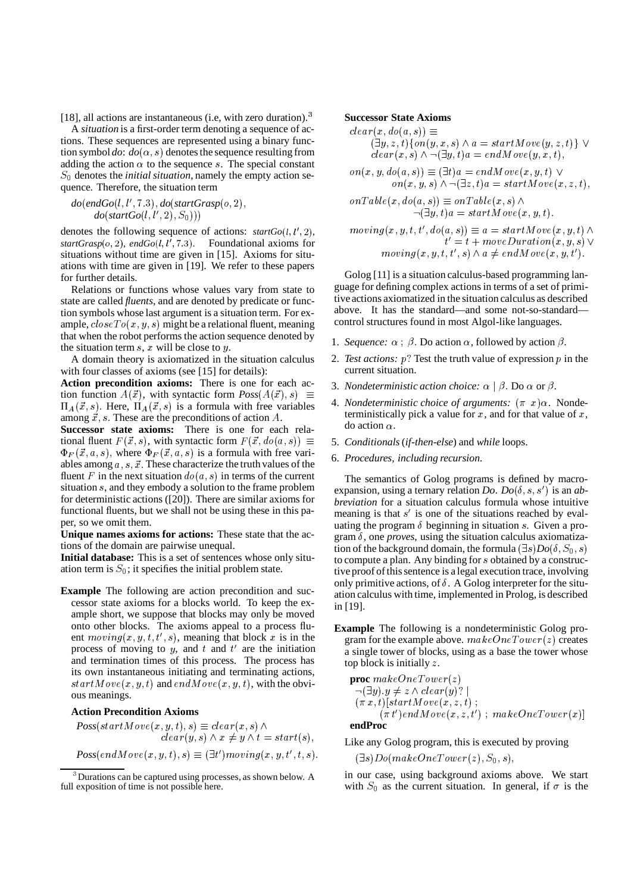[18], all actions are instantaneous (i.e, with zero duration).[3]

A *situation* is a first-order term denoting a sequence of actions. These sequences are represented using a binary function symbol *do*: $do(\alpha, s)$ denotes the sequence resulting from adding the action $\alpha$ to the sequence $s$. The special constant $S_0$ denotes the *initial situation*, namely the empty action sequence. Therefore, the situation term

$$do(endGo(l, l', 7.3), do(startGrasp(o, 2), do(startGo(l, l', 2), S_0)))$$

denotes the following sequence of actions: $startGo(l, l', 2)$, $startGrasp(o, 2)$, $endGo(l, l', 7.3)$. Foundational axioms for situations without time are given in [15]. Axioms for situations with time are given in [19]. We refer to these papers for further details.

Relations or functions whose values vary from state to state are called *fluents*, and are denoted by predicate or function symbols whose last argument is a situation term. For example, $closeTo(x, y, s)$ might be a relational fluent, meaning that when the robot performs the action sequence denoted by the situation term $s$, $x$ will be close to $y$.

A domain theory is axiomatized in the situation calculus with four classes of axioms (see [15] for details):

**Action precondition axioms:** There is one for each action function $A(\vec{x})$, with syntactic form $Poss(A(\vec{x}), s) \equiv \Pi_A(\vec{x}, s)$. Here, $\Pi_A(\vec{x}, s)$ is a formula with free variables among $\vec{x}, s$. These are the preconditions of action $A$.

**Successor state axioms:** There is one for each relational fluent $F(\vec{x}, s)$, with syntactic form $F(\vec{x}, do(a, s)) \equiv \Phi_F(\vec{x}, a, s)$, where $\Phi_F(\vec{x}, a, s)$ is a formula with free variables among $a, s, \vec{x}$. These characterize the truth values of the fluent $F$ in the next situation $do(a, s)$ in terms of the current situation $s$, and they embody a solution to the frame problem for deterministic actions ([20]). There are similar axioms for functional fluents, but we shall not be using these in this paper, so we omit them.

**Unique names axioms for actions:** These state that the actions of the domain are pairwise unequal.

**Initial database:** This is a set of sentences whose only situation term is $S_0$; it specifies the initial problem state.

**Example** The following are action precondition and successor state axioms for a blocks world. To keep the example short, we suppose that blocks may only be moved onto other blocks. The axioms appeal to a process fluent $moving(x, y, t, t', s)$, meaning that block $x$ is in the process of moving to $y$, and $t$ and $t'$ are the initiation and termination times of this process. The process has its own instantaneous initiating and terminating actions, $startMove(x, y, t)$ and $endMove(x, y, t)$, with the obvious meanings.

**Action Precondition Axioms**

$$Poss(startMove(x, y, t), s) \equiv clear(x, s) \wedge clear(y, s) \wedge x \neq y \wedge t = start(s),$$

$$Poss(endMove(x, y, t), s) \equiv (\exists t') moving(x, y, t', t, s).$$

[3] Durations can be captured using processes, as shown below. A full exposition of time is not possible here.

**Successor State Axioms**

$$clear(x, do(a, s)) \equiv (\exists y, z, t)\{on(y, x, s) \wedge a = startMove(y, z, t)\} \vee clear(x, s) \wedge \neg(\exists y, t) a = endMove(y, x, t),$$

$$on(x, y, do(a, s)) \equiv (\exists t) a = endMove(x, y, t) \vee on(x, y, s) \wedge \neg(\exists z, t) a = startMove(x, z, t),$$

$$onTable(x, do(a, s)) \equiv onTable(x, s) \wedge \neg(\exists y, t) a = startMove(x, y, t).$$

$$moving(x, y, t, t', do(a, s)) \equiv a = startMove(x, y, t) \wedge t' = t + moveDuration(x, y, s) \vee moving(x, y, t, t', s) \wedge a \neq endMove(x, y, t').$$

Golog [11] is a situation calculus-based programming language for defining complex actions in terms of a set of primitive actions axiomatized in the situation calculus as described above. It has the standard—and some not-so-standard—control structures found in most Algol-like languages.

1. *Sequence:* $\alpha$ ; $\beta$. Do action $\alpha$, followed by action $\beta$.
2. *Test actions:* $p?$ Test the truth value of expression $p$ in the current situation.
3. *Nondeterministic action choice:* $\alpha \mid \beta$. Do $\alpha$ or $\beta$.
4. *Nondeterministic choice of arguments:* $(\pi\ x)\alpha$. Nondeterministically pick a value for $x$, and for that value of $x$, do action $\alpha$.
5. *Conditionals* (*if-then-else*) and *while* loops.
6. *Procedures, including recursion.*

The semantics of Golog programs is defined by macro-expansion, using a ternary relation *Do*. $Do(\delta, s, s')$ is an *abbreviation* for a situation calculus formula whose intuitive meaning is that $s'$ is one of the situations reached by evaluating the program $\delta$ beginning in situation $s$. Given a program $\delta$, one *proves*, using the situation calculus axiomatization of the background domain, the formula $(\exists s) Do(\delta, S_0, s)$ to compute a plan. Any binding for $s$ obtained by a constructive proof of this sentence is a legal execution trace, involving only primitive actions, of $\delta$. A Golog interpreter for the situation calculus with time, implemented in Prolog, is described in [19].

**Example** The following is a nondeterministic Golog program for the example above. $makeOneTower(z)$ creates a single tower of blocks, using as a base the tower whose top block is initially $z$.

**proc** $makeOneTower(z)$
  $\neg(\exists y). y \neq z \wedge clear(y)?$ |
  $(\pi\ x, t)[startMove(x, z, t)$ ;
    $(\pi\ t') endMove(x, z, t')$ ; $makeOneTower(x)]$
**endProc**

Like any Golog program, this is executed by proving

$$(\exists s) Do(makeOneTower(z), S_0, s),$$

in our case, using background axioms above. We start with $S_0$ as the current situation. In general, if $\sigma$ is the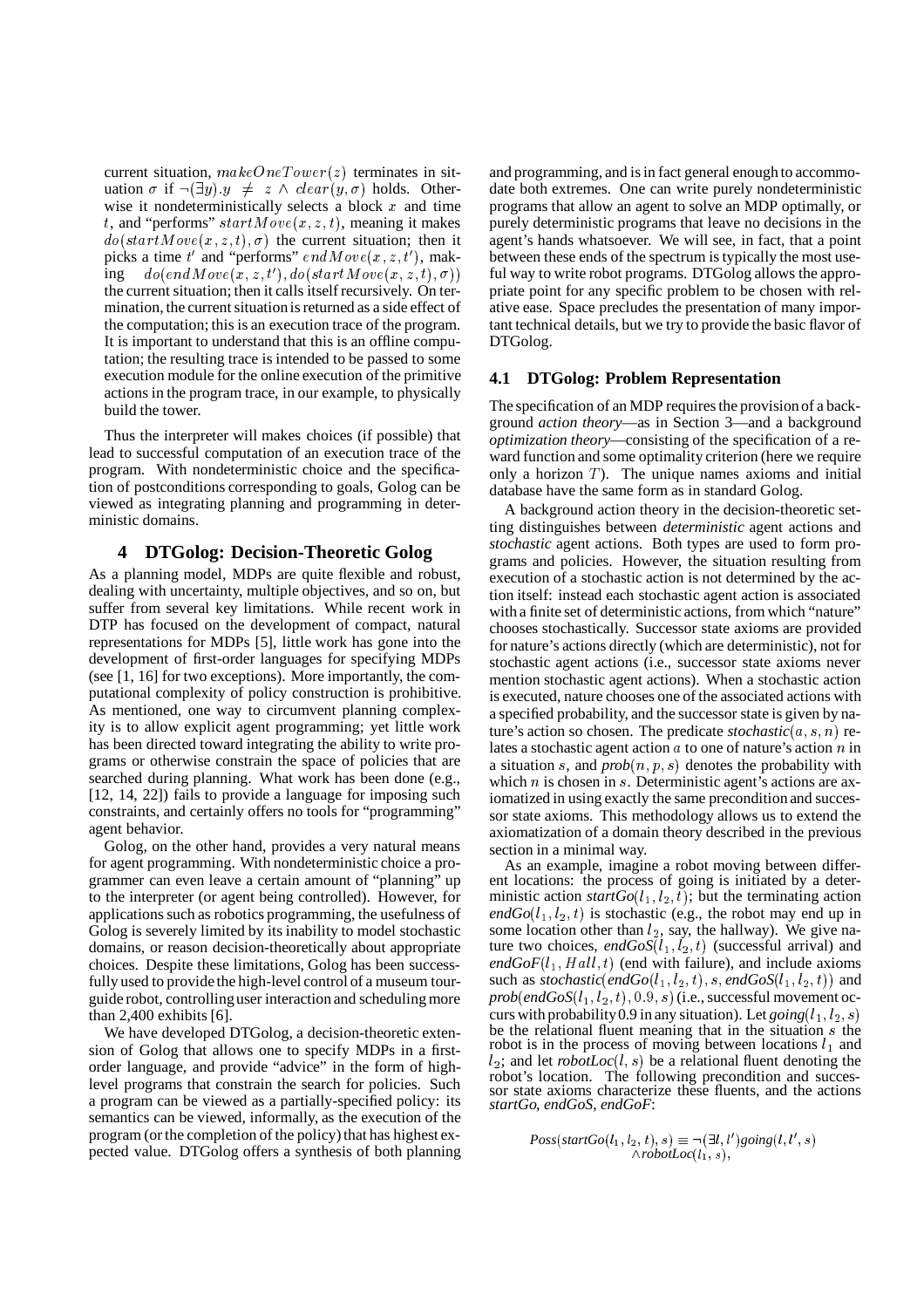current situation, $makeOneTower(z)$ terminates in situation $\sigma$ if $\neg(\exists y).y \neq z \wedge clear(y, \sigma)$ holds. Otherwise it nondeterministically selects a block $x$ and time $t$, and "performs" $startMove(x, z, t)$, meaning it makes $do(startMove(x, z, t), \sigma)$ the current situation; then it picks a time $t'$ and "performs" $endMove(x, z, t')$, making $do(endMove(x, z, t'), do(startMove(x, z, t), \sigma))$ the current situation; then it calls itself recursively. On termination, the current situation is returned as a side effect of the computation; this is an execution trace of the program. It is important to understand that this is an offline computation; the resulting trace is intended to be passed to some execution module for the online execution of the primitive actions in the program trace, in our example, to physically build the tower.

Thus the interpreter will makes choices (if possible) that lead to successful computation of an execution trace of the program. With nondeterministic choice and the specification of postconditions corresponding to goals, Golog can be viewed as integrating planning and programming in deterministic domains.

## 4 DTGolog: Decision-Theoretic Golog

As a planning model, MDPs are quite flexible and robust, dealing with uncertainty, multiple objectives, and so on, but suffer from several key limitations. While recent work in DTP has focused on the development of compact, natural representations for MDPs [5], little work has gone into the development of first-order languages for specifying MDPs (see [1, 16] for two exceptions). More importantly, the computational complexity of policy construction is prohibitive. As mentioned, one way to circumvent planning complexity is to allow explicit agent programming; yet little work has been directed toward integrating the ability to write programs or otherwise constrain the space of policies that are searched during planning. What work has been done (e.g., [12, 14, 22]) fails to provide a language for imposing such constraints, and certainly offers no tools for "programming" agent behavior.

Golog, on the other hand, provides a very natural means for agent programming. With nondeterministic choice a programmer can even leave a certain amount of "planning" up to the interpreter (or agent being controlled). However, for applications such as robotics programming, the usefulness of Golog is severely limited by its inability to model stochastic domains, or reason decision-theoretically about appropriate choices. Despite these limitations, Golog has been successfully used to provide the high-level control of a museum tour-guide robot, controlling user interaction and scheduling more than 2,400 exhibits [6].

We have developed DTGolog, a decision-theoretic extension of Golog that allows one to specify MDPs in a first-order language, and provide "advice" in the form of high-level programs that constrain the search for policies. Such a program can be viewed as a partially-specified policy: its semantics can be viewed, informally, as the execution of the program (or the completion of the policy) that has highest expected value. DTGolog offers a synthesis of both planning and programming, and is in fact general enough to accommodate both extremes. One can write purely nondeterministic programs that allow an agent to solve an MDP optimally, or purely deterministic programs that leave no decisions in the agent's hands whatsoever. We will see, in fact, that a point between these ends of the spectrum is typically the most useful way to write robot programs. DTGolog allows the appropriate point for any specific problem to be chosen with relative ease. Space precludes the presentation of many important technical details, but we try to provide the basic flavor of DTGolog.

### 4.1 DTGolog: Problem Representation

The specification of an MDP requires the provision of a background *action theory*—as in Section 3—and a background *optimization theory*—consisting of the specification of a reward function and some optimality criterion (here we require only a horizon $T$). The unique names axioms and initial database have the same form as in standard Golog.

A background action theory in the decision-theoretic setting distinguishes between *deterministic* agent actions and *stochastic* agent actions. Both types are used to form programs and policies. However, the situation resulting from execution of a stochastic action is not determined by the action itself: instead each stochastic agent action is associated with a finite set of deterministic actions, from which "nature" chooses stochastically. Successor state axioms are provided for nature's actions directly (which are deterministic), not for stochastic agent actions (i.e., successor state axioms never mention stochastic agent actions). When a stochastic action is executed, nature chooses one of the associated actions with a specified probability, and the successor state is given by nature's action so chosen. The predicate $stochastic(a, s, n)$ relates a stochastic agent action $a$ to one of nature's action $n$ in a situation $s$, and $prob(n, p, s)$ denotes the probability with which $n$ is chosen in $s$. Deterministic agent's actions are axiomatized in using exactly the same precondition and successor state axioms. This methodology allows us to extend the axiomatization of a domain theory described in the previous section in a minimal way.

As an example, imagine a robot moving between different locations: the process of going is initiated by a deterministic action $startGo(l_1, l_2, t)$; but the terminating action $endGo(l_1, l_2, t)$ is stochastic (e.g., the robot may end up in some location other than $l_2$, say, the hallway). We give nature two choices, $endGoS(l_1, l_2, t)$ (successful arrival) and $endGoF(l_1, Hall, t)$ (end with failure), and include axioms such as $stochastic(endGo(l_1, l_2, t), s, endGoS(l_1, l_2, t))$ and $prob(endGoS(l_1, l_2, t), 0.9, s)$ (i.e., successful movement occurs with probability 0.9 in any situation). Let $going(l_1, l_2, s)$ be the relational fluent meaning that in the situation $s$ the robot is in the process of moving between locations $l_1$ and $l_2$; and let $robotLoc(l, s)$ be a relational fluent denoting the robot's location. The following precondition and successor state axioms characterize these fluents, and the actions *startGo*, *endGoS*, *endGoF*:

$$Poss(startGo(l_1, l_2, t), s) \equiv \neg(\exists l, l')going(l, l', s) \\ \wedge robotLoc(l_1, s),$$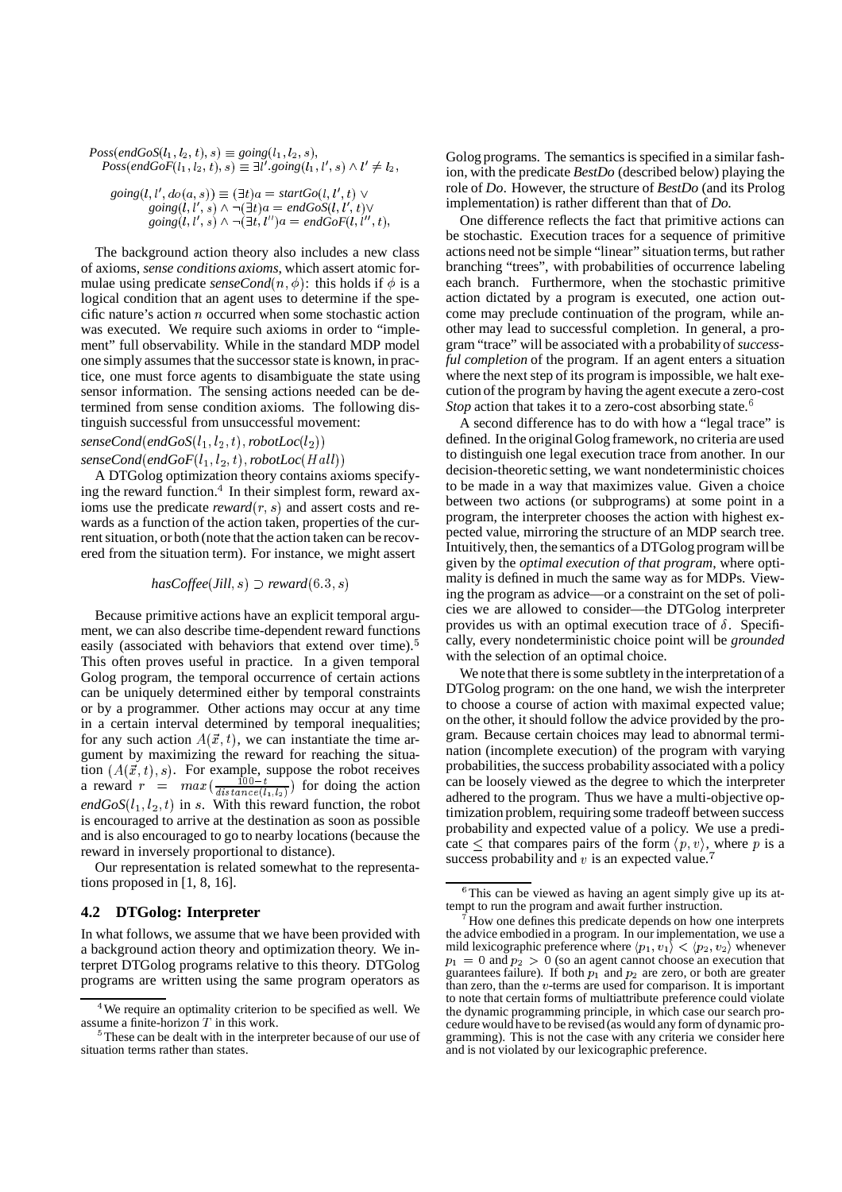$$Poss(endGoS(l_1, l_2, t), s) \equiv going(l_1, l_2, s),$$
$$Poss(endGoF(l_1, l_2, t), s) \equiv \exists l'.going(l_1, l', s) \wedge l' \neq l_2,$$

$$going(l, l', do(a, s)) \equiv (\exists t) a = startGo(l, l', t) \vee$$
$$going(l, l', s) \wedge \neg(\exists t) a = endGoS(l, l', t) \vee$$
$$going(l, l', s) \wedge \neg(\exists t, l'') a = endGoF(l, l'', t),$$

The background action theory also includes a new class of axioms, *sense conditions axioms*, which assert atomic formulae using predicate $senseCond(n, \phi)$: this holds if $\phi$ is a logical condition that an agent uses to determine if the specific nature's action $n$ occurred when some stochastic action was executed. We require such axioms in order to "implement" full observability. While in the standard MDP model one simply assumes that the successor state is known, in practice, one must force agents to disambiguate the state using sensor information. The sensing actions needed can be determined from sense condition axioms. The following distinguish successful from unsuccessful movement:

$senseCond(endGoS(l_1, l_2, t), robotLoc(l_2))$

$senseCond(endGoF(l_1, l_2, t), robotLoc(Hall))$

A DTGolog optimization theory contains axioms specifying the reward function.[4] In their simplest form, reward axioms use the predicate $reward(r, s)$ and assert costs and rewards as a function of the action taken, properties of the current situation, or both (note that the action taken can be recovered from the situation term). For instance, we might assert

$$hasCoffee(Jill, s) \supset reward(6.3, s)$$

Because primitive actions have an explicit temporal argument, we can also describe time-dependent reward functions easily (associated with behaviors that extend over time).[5] This often proves useful in practice. In a given temporal Golog program, the temporal occurrence of certain actions can be uniquely determined either by temporal constraints or by a programmer. Other actions may occur at any time in a certain interval determined by temporal inequalities; for any such action $A(\vec{x}, t)$, we can instantiate the time argument by maximizing the reward for reaching the situation $(A(\vec{x}, t), s)$. For example, suppose the robot receives a reward $r = max(\frac{100-t}{distance(l_1, l_2)})$ for doing the action $endGoS(l_1, l_2, t)$ in $s$. With this reward function, the robot is encouraged to arrive at the destination as soon as possible and is also encouraged to go to nearby locations (because the reward in inversely proportional to distance).

Our representation is related somewhat to the representations proposed in [1, 8, 16].

### 4.2 DTGolog: Interpreter

In what follows, we assume that we have been provided with a background action theory and optimization theory. We interpret DTGolog programs relative to this theory. DTGolog programs are written using the same program operators as Golog programs. The semantics is specified in a similar fashion, with the predicate *BestDo* (described below) playing the role of *Do*. However, the structure of *BestDo* (and its Prolog implementation) is rather different than that of *Do*.

One difference reflects the fact that primitive actions can be stochastic. Execution traces for a sequence of primitive actions need not be simple "linear" situation terms, but rather branching "trees", with probabilities of occurrence labeling each branch. Furthermore, when the stochastic primitive action dictated by a program is executed, one action outcome may preclude continuation of the program, while another may lead to successful completion. In general, a program "trace" will be associated with a probability of *successful completion* of the program. If an agent enters a situation where the next step of its program is impossible, we halt execution of the program by having the agent execute a zero-cost *Stop* action that takes it to a zero-cost absorbing state.[6]

A second difference has to do with how a "legal trace" is defined. In the original Golog framework, no criteria are used to distinguish one legal execution trace from another. In our decision-theoretic setting, we want nondeterministic choices to be made in a way that maximizes value. Given a choice between two actions (or subprograms) at some point in a program, the interpreter chooses the action with highest expected value, mirroring the structure of an MDP search tree. Intuitively, then, the semantics of a DTGolog program will be given by the *optimal execution of that program*, where optimality is defined in much the same way as for MDPs. Viewing the program as advice—or a constraint on the set of policies we are allowed to consider—the DTGolog interpreter provides us with an optimal execution trace of $\delta$. Specifically, every nondeterministic choice point will be *grounded* with the selection of an optimal choice.

We note that there is some subtlety in the interpretation of a DTGolog program: on the one hand, we wish the interpreter to choose a course of action with maximal expected value; on the other, it should follow the advice provided by the program. Because certain choices may lead to abnormal termination (incomplete execution) of the program with varying probabilities, the success probability associated with a policy can be loosely viewed as the degree to which the interpreter adhered to the program. Thus we have a multi-objective optimization problem, requiring some tradeoff between success probability and expected value of a policy. We use a predicate $\leq$ that compares pairs of the form $\langle p, v \rangle$, where $p$ is a success probability and $v$ is an expected value.[7]

---

[4] We require an optimality criterion to be specified as well. We assume a finite-horizon $T$ in this work.

[5] These can be dealt with in the interpreter because of our use of situation terms rather than states.

[6] This can be viewed as having an agent simply give up its attempt to run the program and await further instruction.

[7] How one defines this predicate depends on how one interprets the advice embodied in a program. In our implementation, we use a mild lexicographic preference where $\langle p_1, v_1 \rangle < \langle p_2, v_2 \rangle$ whenever $p_1 = 0$ and $p_2 > 0$ (so an agent cannot choose an execution that guarantees failure). If both $p_1$ and $p_2$ are zero, or both are greater than zero, than the $v$-terms are used for comparison. It is important to note that certain forms of multiattribute preference could violate the dynamic programming principle, in which case our search procedure would have to be revised (as would any form of dynamic programming). This is not the case with any criteria we consider here and is not violated by our lexicographic preference.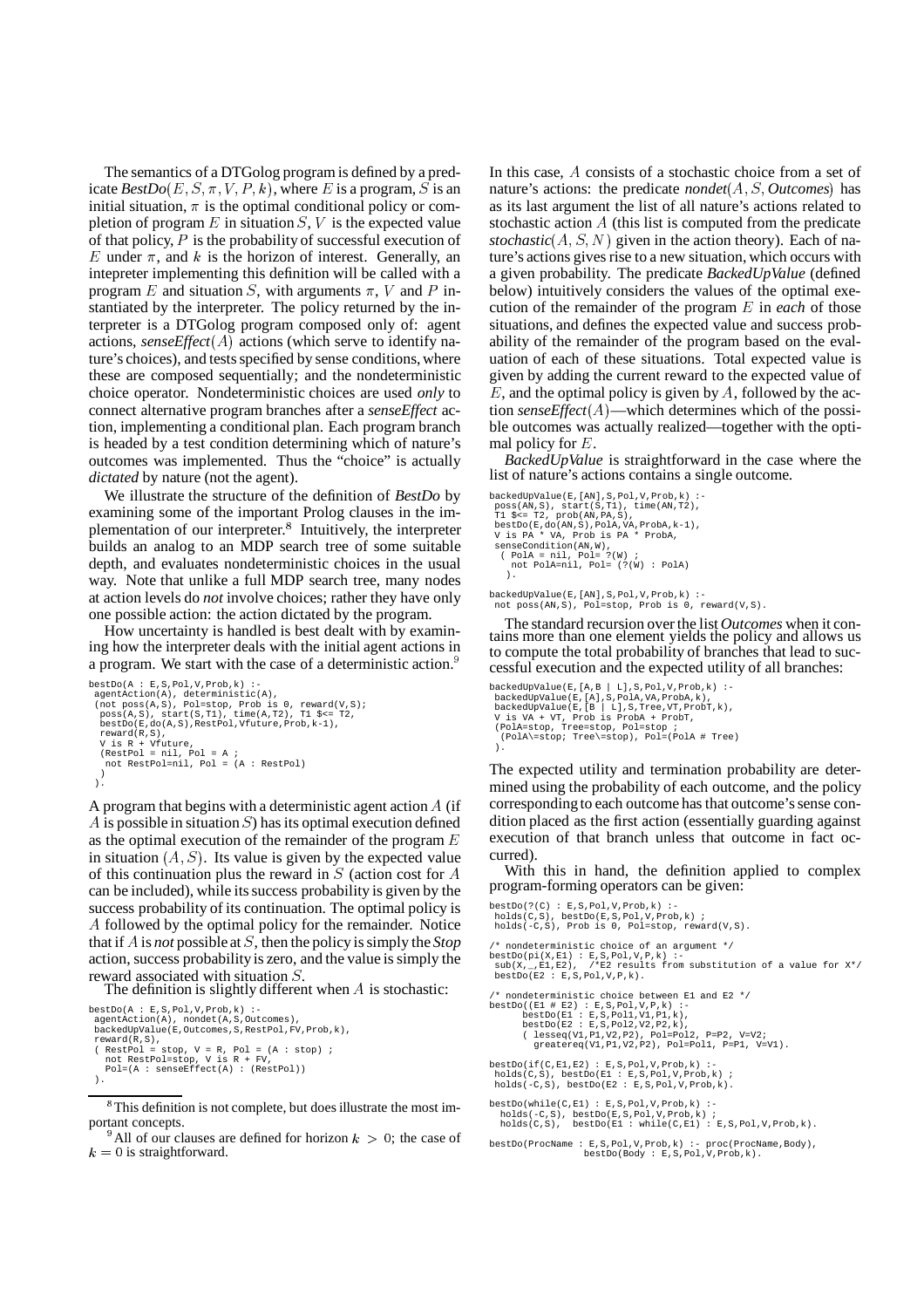The semantics of a DTGolog program is defined by a predicate *BestDo*$(E, S, \pi, V, P, k)$, where $E$ is a program, $S$ is an initial situation, $\pi$ is the optimal conditional policy or completion of program $E$ in situation $S$, $V$ is the expected value of that policy, $P$ is the probability of successful execution of $E$ under $\pi$, and $k$ is the horizon of interest. Generally, an intepreter implementing this definition will be called with a program $E$ and situation $S$, with arguments $\pi$, $V$ and $P$ instantiated by the interpreter. The policy returned by the interpreter is a DTGolog program composed only of: agent actions, *senseEffect*$(A)$ actions (which serve to identify nature's choices), and tests specified by sense conditions, where these are composed sequentially; and the nondeterministic choice operator. Nondeterministic choices are used *only* to connect alternative program branches after a *senseEffect* action, implementing a conditional plan. Each program branch is headed by a test condition determining which of nature's outcomes was implemented. Thus the "choice" is actually *dictated* by nature (not the agent).

We illustrate the structure of the definition of *BestDo* by examining some of the important Prolog clauses in the implementation of our interpreter.[8] Intuitively, the interpreter builds an analog to an MDP search tree of some suitable depth, and evaluates nondeterministic choices in the usual way. Note that unlike a full MDP search tree, many nodes at action levels do *not* involve choices; rather they have only one possible action: the action dictated by the program.

How uncertainty is handled is best dealt with by examining how the interpreter deals with the initial agent actions in a program. We start with the case of a deterministic action.[9]

```
bestDo(A : E,S,Pol,V,Prob,k) :-
 agentAction(A), deterministic(A),
 (not poss(A,S), Pol=stop, Prob is 0, reward(V,S);
  poss(A,S), start(S,T1), time(A,T2), T1 $<= T2,
  bestDo(E,do(A,S),RestPol,Vfuture,Prob,k-1),
  reward(R,S),
  V is R + Vfuture,
  (RestPol = nil, Pol = A ;
   not RestPol=nil, Pol = (A : RestPol)
  )
 ).
```

A program that begins with a deterministic agent action $A$ (if $A$ is possible in situation $S$) has its optimal execution defined as the optimal execution of the remainder of the program $E$ in situation $(A, S)$. Its value is given by the expected value of this continuation plus the reward in $S$ (action cost for $A$ can be included), while its success probability is given by the success probability of its continuation. The optimal policy is $A$ followed by the optimal policy for the remainder. Notice that if $A$ is *not* possible at $S$, then the policy is simply the *Stop* action, success probability is zero, and the value is simply the reward associated with situation $S$.

The definition is slightly different when $A$ is stochastic:

```
bestDo(A : E,S,Pol,V,Prob,k) :-
 agentAction(A), nondet(A,S,Outcomes),
 backedUpValue(E,Outcomes,S,RestPol,FV,Prob,k),
 reward(R,S),
 ( RestPol = stop, V = R, Pol = (A : stop) ;
   not RestPol=stop, V is R + FV,
   Pol=(A : senseEffect(A) : (RestPol))
 ).
```

In this case, $A$ consists of a stochastic choice from a set of nature's actions: the predicate *nondet*$(A, S, Outcomes)$ has as its last argument the list of all nature's actions related to stochastic action $A$ (this list is computed from the predicate *stochastic*$(A, S, N)$ given in the action theory). Each of nature's actions gives rise to a new situation, which occurs with a given probability. The predicate *BackedUpValue* (defined below) intuitively considers the values of the optimal execution of the remainder of the program $E$ in *each* of those situations, and defines the expected value and success probability of the remainder of the program based on the evaluation of each of these situations. Total expected value is given by adding the current reward to the expected value of $E$, and the optimal policy is given by $A$, followed by the action *senseEffect*$(A)$—which determines which of the possible outcomes was actually realized—together with the optimal policy for $E$.

*BackedUpValue* is straightforward in the case where the list of nature's actions contains a single outcome.

```
backedUpValue(E,[AN],S,Pol,V,Prob,k) :-
 poss(AN,S), start(S,T1), time(AN,T2),
 T1 $<= T2, prob(AN,PA,S),
 bestDo(E,do(AN,S),PolA,VA,ProbA,k-1),
 V is PA * VA, Prob is PA * ProbA,
 senseCondition(AN,W),
  ( PolA = nil, Pol= ?(W) ;
    not PolA=nil, Pol= (?(W) : PolA)
  ).

backedUpValue(E,[AN],S,Pol,V,Prob,k) :-
 not poss(AN,S), Pol=stop, Prob is 0, reward(V,S).
```

The standard recursion over the list *Outcomes* when it contains more than one element yields the policy and allows us to compute the total probability of branches that lead to successful execution and the expected utility of all branches:

```
backedUpValue(E,[A,B | L],S,Pol,V,Prob,k) :-
 backedUpValue(E,[A],S,PolA,VA,ProbA,k),
 backedUpValue(E,[B | L],S,Tree,VT,ProbT,k),
 V is VA + VT, Prob is ProbA + ProbT,
 (PolA=stop, Tree=stop, Pol=stop ;
  (PolA\=stop; Tree\=stop), Pol=(PolA # Tree)
 ).
```

The expected utility and termination probability are determined using the probability of each outcome, and the policy corresponding to each outcome has that outcome's sense condition placed as the first action (essentially guarding against execution of that branch unless that outcome in fact occurred).

With this in hand, the definition applied to complex program-forming operators can be given:

```
bestDo(?(C) : E,S,Pol,V,Prob,k) :-
 holds(C,S), bestDo(E,S,Pol,V,Prob,k) ;
 holds(-C,S), Prob is 0, Pol=stop, reward(V,S).

/* nondeterministic choice of an argument */
bestDo(pi(X,E1) : E,S,Pol,V,P,k) :-
 sub(X,_,E1,E2),  /*E2 results from substitution of a value for X*/
 bestDo(E2 : E,S,Pol,V,P,k).

/* nondeterministic choice between E1 and E2 */
bestDo((E1 # E2) : E,S,Pol,V,P,k) :-
      bestDo(E1 : E,S,Pol1,V1,P1,k),
      bestDo(E2 : E,S,Pol2,V2,P2,k),
      ( lesseq(V1,P1,V2,P2), Pol=Pol2, P=P2, V=V2;
        greatereq(V1,P1,V2,P2), Pol=Pol1, P=P1, V=V1).

bestDo(if(C,E1,E2) : E,S,Pol,V,Prob,k) :-
 holds(C,S), bestDo(E1 : E,S,Pol,V,Prob,k) ;
 holds(-C,S), bestDo(E2 : E,S,Pol,V,Prob,k).

bestDo(while(C,E1) : E,S,Pol,V,Prob,k) :-
  holds(-C,S), bestDo(E,S,Pol,V,Prob,k) ;
  holds(C,S),  bestDo(E1 : while(C,E1) : E,S,Pol,V,Prob,k).

bestDo(ProcName : E,S,Pol,V,Prob,k) :- proc(ProcName,Body),
                bestDo(Body : E,S,Pol,V,Prob,k).
```

[8] This definition is not complete, but does illustrate the most important concepts.

[9] All of our clauses are defined for horizon $k > 0$; the case of $k = 0$ is straightforward.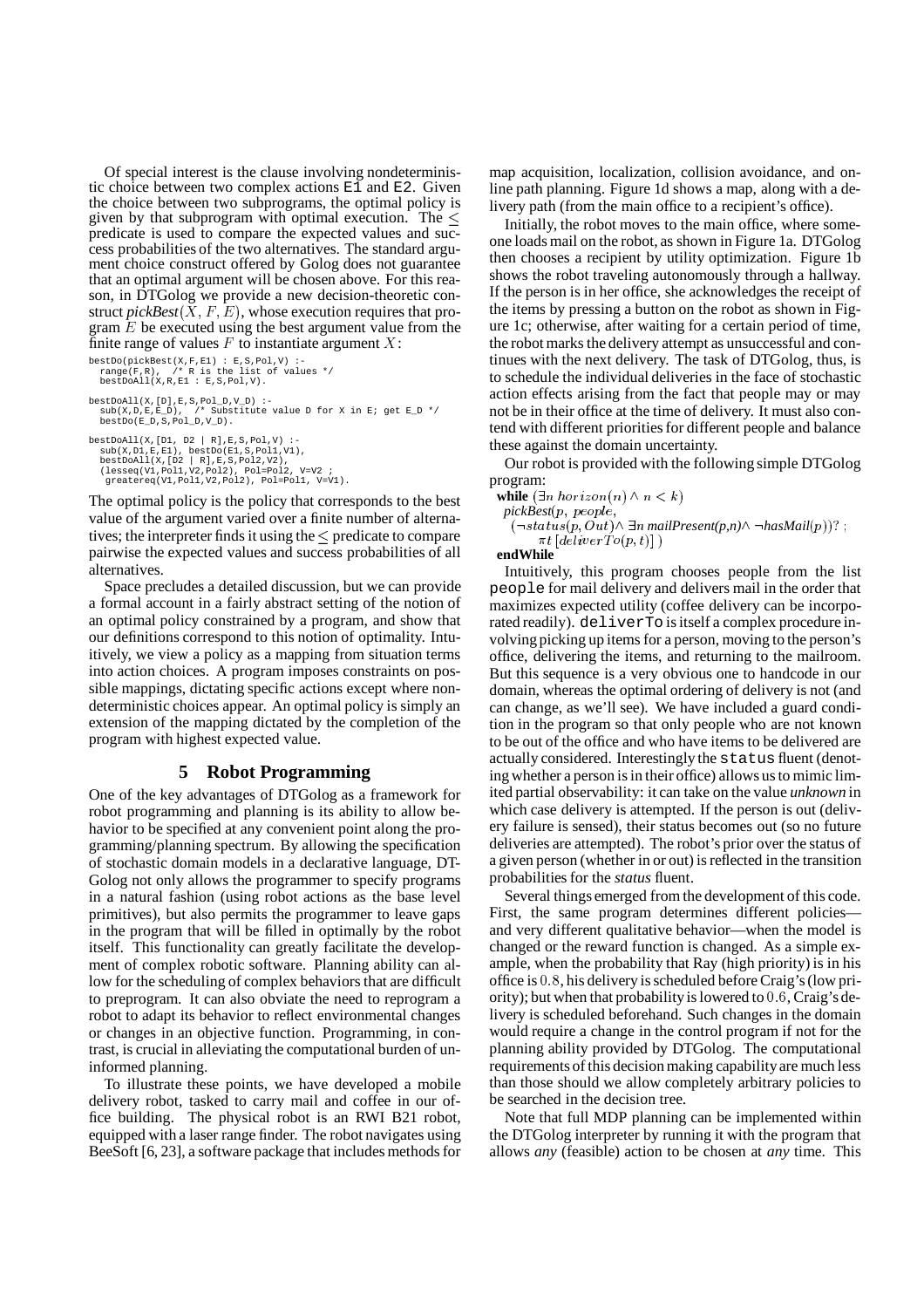Of special interest is the clause involving nondeterministic choice between two complex actions `E1` and `E2`. Given the choice between two subprograms, the optimal policy is given by that subprogram with optimal execution. The $\leq$ predicate is used to compare the expected values and success probabilities of the two alternatives. The standard argument choice construct offered by Golog does not guarantee that an optimal argument will be chosen above. For this reason, in DTGolog we provide a new decision-theoretic construct *pickBest*$(X, F, E)$, whose execution requires that program $E$ be executed using the best argument value from the finite range of values $F$ to instantiate argument $X$:

```
bestDo(pickBest(X,F,E1) : E,S,Pol,V) :-
  range(F,R),  /* R is the list of values */
  bestDoAll(X,R,E1 : E,S,Pol,V).

bestDoAll(X,[D],E,S,Pol_D,V_D) :-
  sub(X,D,E,E_D),  /* Substitute value D for X in E; get E_D */
  bestDo(E_D,S,Pol_D,V_D).

bestDoAll(X,[D1, D2 | R],E,S,Pol,V) :-
  sub(X,D1,E,E1), bestDo(E1,S,Pol1,V1),
  bestDoAll(X,[D2 | R],E,S,Pol2,V2),
  (lesseq(V1,Pol1,V2,Pol2), Pol=Pol2, V=V2 ;
   greatereq(V1,Pol1,V2,Pol2), Pol=Pol1, V=V1).
```

The optimal policy is the policy that corresponds to the best value of the argument varied over a finite number of alternatives; the interpreter finds it using the $\leq$ predicate to compare pairwise the expected values and success probabilities of all alternatives.

Space precludes a detailed discussion, but we can provide a formal account in a fairly abstract setting of the notion of an optimal policy constrained by a program, and show that our definitions correspond to this notion of optimality. Intuitively, we view a policy as a mapping from situation terms into action choices. A program imposes constraints on possible mappings, dictating specific actions except where nondeterministic choices appear. An optimal policy is simply an extension of the mapping dictated by the completion of the program with highest expected value.

## 5 Robot Programming

One of the key advantages of DTGolog as a framework for robot programming and planning is its ability to allow behavior to be specified at any convenient point along the programming/planning spectrum. By allowing the specification of stochastic domain models in a declarative language, DTGolog not only allows the programmer to specify programs in a natural fashion (using robot actions as the base level primitives), but also permits the programmer to leave gaps in the program that will be filled in optimally by the robot itself. This functionality can greatly facilitate the development of complex robotic software. Planning ability can allow for the scheduling of complex behaviors that are difficult to preprogram. It can also obviate the need to reprogram a robot to adapt its behavior to reflect environmental changes or changes in an objective function. Programming, in contrast, is crucial in alleviating the computational burden of uninformed planning.

To illustrate these points, we have developed a mobile delivery robot, tasked to carry mail and coffee in our office building. The physical robot is an RWI B21 robot, equipped with a laser range finder. The robot navigates using BeeSoft [6, 23], a software package that includes methods for map acquisition, localization, collision avoidance, and on-line path planning. Figure 1d shows a map, along with a delivery path (from the main office to a recipient's office).

Initially, the robot moves to the main office, where someone loads mail on the robot, as shown in Figure 1a. DTGolog then chooses a recipient by utility optimization. Figure 1b shows the robot traveling autonomously through a hallway. If the person is in her office, she acknowledges the receipt of the items by pressing a button on the robot as shown in Figure 1c; otherwise, after waiting for a certain period of time, the robot marks the delivery attempt as unsuccessful and continues with the next delivery. The task of DTGolog, thus, is to schedule the individual deliveries in the face of stochastic action effects arising from the fact that people may or may not be in their office at the time of delivery. It must also contend with different priorities for different people and balance these against the domain uncertainty.

Our robot is provided with the following simple DTGolog program:

**while** $(\exists n\ horizon(n) \wedge n < k)$
  *pickBest*$(p,\ people,$
    $(\neg status(p, Out) \wedge \exists n\ mailPresent(p,n) \wedge \neg hasMail(p))?\ ;$
      $\pi t\ [deliverTo(p, t)]\ )$
**endWhile**

Intuitively, this program chooses people from the list `people` for mail delivery and delivers mail in the order that maximizes expected utility (coffee delivery can be incorporated readily). `deliverTo` is itself a complex procedure involving picking up items for a person, moving to the person's office, delivering the items, and returning to the mailroom. But this sequence is a very obvious one to handcode in our domain, whereas the optimal ordering of delivery is not (and can change, as we'll see). We have included a guard condition in the program so that only people who are not known to be out of the office and who have items to be delivered are actually considered. Interestingly the `status` fluent (denoting whether a person is in their office) allows us to mimic limited partial observability: it can take on the value *unknown* in which case delivery is attempted. If the person is out (delivery failure is sensed), their status becomes out (so no future deliveries are attempted). The robot's prior over the status of a given person (whether in or out) is reflected in the transition probabilities for the *status* fluent.

Several things emerged from the development of this code. First, the same program determines different policies—and very different qualitative behavior—when the model is changed or the reward function is changed. As a simple example, when the probability that Ray (high priority) is in his office is $0.8$, his delivery is scheduled before Craig's (low priority); but when that probability is lowered to $0.6$, Craig's delivery is scheduled beforehand. Such changes in the domain would require a change in the control program if not for the planning ability provided by DTGolog. The computational requirements of this decision making capability are much less than those should we allow completely arbitrary policies to be searched in the decision tree.

Note that full MDP planning can be implemented within the DTGolog interpreter by running it with the program that allows *any* (feasible) action to be chosen at *any* time. This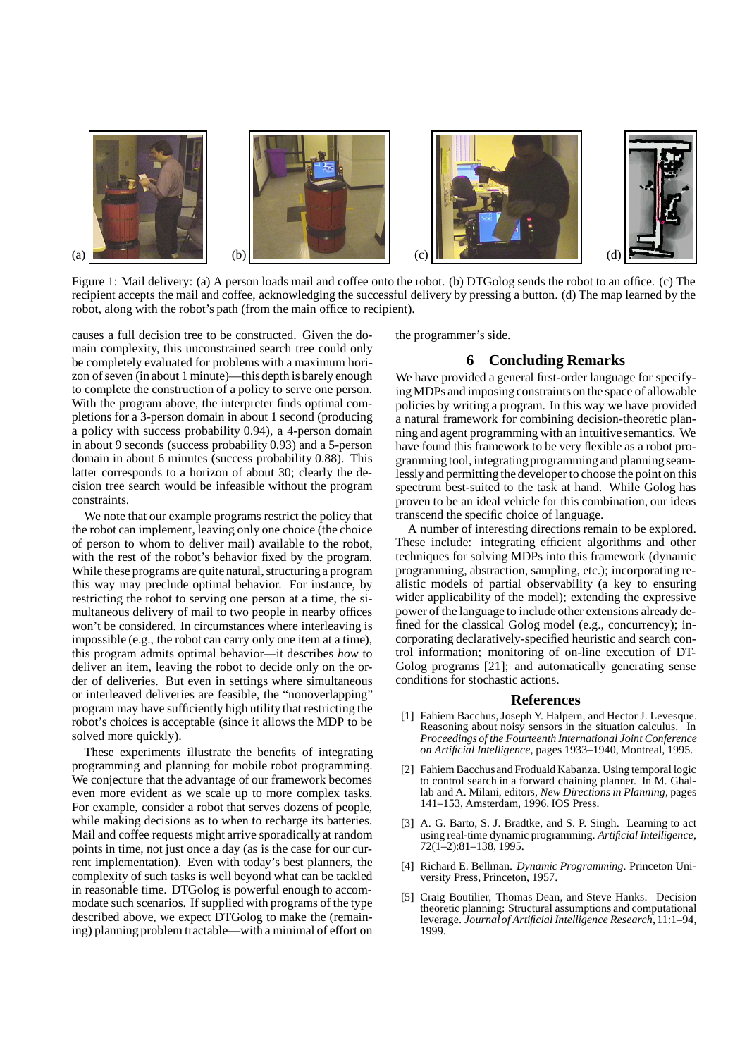Figure 1: Mail delivery: (a) A person loads mail and coffee onto the robot. (b) DTGolog sends the robot to an office. (c) The recipient accepts the mail and coffee, acknowledging the successful delivery by pressing a button. (d) The map learned by the robot, along with the robot's path (from the main office to recipient).

causes a full decision tree to be constructed. Given the domain complexity, this unconstrained search tree could only be completely evaluated for problems with a maximum horizon of seven (in about 1 minute)—this depth is barely enough to complete the construction of a policy to serve one person. With the program above, the interpreter finds optimal completions for a 3-person domain in about 1 second (producing a policy with success probability 0.94), a 4-person domain in about 9 seconds (success probability 0.93) and a 5-person domain in about 6 minutes (success probability 0.88). This latter corresponds to a horizon of about 30; clearly the decision tree search would be infeasible without the program constraints.

We note that our example programs restrict the policy that the robot can implement, leaving only one choice (the choice of person to whom to deliver mail) available to the robot, with the rest of the robot's behavior fixed by the program. While these programs are quite natural, structuring a program this way may preclude optimal behavior. For instance, by restricting the robot to serving one person at a time, the simultaneous delivery of mail to two people in nearby offices won't be considered. In circumstances where interleaving is impossible (e.g., the robot can carry only one item at a time), this program admits optimal behavior—it describes *how* to deliver an item, leaving the robot to decide only on the order of deliveries. But even in settings where simultaneous or interleaved deliveries are feasible, the "nonoverlapping" program may have sufficiently high utility that restricting the robot's choices is acceptable (since it allows the MDP to be solved more quickly).

These experiments illustrate the benefits of integrating programming and planning for mobile robot programming. We conjecture that the advantage of our framework becomes even more evident as we scale up to more complex tasks. For example, consider a robot that serves dozens of people, while making decisions as to when to recharge its batteries. Mail and coffee requests might arrive sporadically at random points in time, not just once a day (as is the case for our current implementation). Even with today's best planners, the complexity of such tasks is well beyond what can be tackled in reasonable time. DTGolog is powerful enough to accommodate such scenarios. If supplied with programs of the type described above, we expect DTGolog to make the (remaining) planning problem tractable—with a minimal of effort on the programmer's side.

## 6 Concluding Remarks

We have provided a general first-order language for specifying MDPs and imposing constraints on the space of allowable policies by writing a program. In this way we have provided a natural framework for combining decision-theoretic planning and agent programming with an intuitive semantics. We have found this framework to be very flexible as a robot programming tool, integrating programming and planning seamlessly and permitting the developer to choose the point on this spectrum best-suited to the task at hand. While Golog has proven to be an ideal vehicle for this combination, our ideas transcend the specific choice of language.

A number of interesting directions remain to be explored. These include: integrating efficient algorithms and other techniques for solving MDPs into this framework (dynamic programming, abstraction, sampling, etc.); incorporating realistic models of partial observability (a key to ensuring wider applicability of the model); extending the expressive power of the language to include other extensions already defined for the classical Golog model (e.g., concurrency); incorporating declaratively-specified heuristic and search control information; monitoring of on-line execution of DTGolog programs [21]; and automatically generating sense conditions for stochastic actions.

## References

[1] Fahiem Bacchus, Joseph Y. Halpern, and Hector J. Levesque. Reasoning about noisy sensors in the situation calculus. In *Proceedings of the Fourteenth International Joint Conference on Artificial Intelligence*, pages 1933–1940, Montreal, 1995.

[2] Fahiem Bacchus and Froduald Kabanza. Using temporal logic to control search in a forward chaining planner. In M. Ghallab and A. Milani, editors, *New Directions in Planning*, pages 141–153, Amsterdam, 1996. IOS Press.

[3] A. G. Barto, S. J. Bradtke, and S. P. Singh. Learning to act using real-time dynamic programming. *Artificial Intelligence*, 72(1–2):81–138, 1995.

[4] Richard E. Bellman. *Dynamic Programming*. Princeton University Press, Princeton, 1957.

[5] Craig Boutilier, Thomas Dean, and Steve Hanks. Decision theoretic planning: Structural assumptions and computational leverage. *Journal of Artificial Intelligence Research*, 11:1–94, 1999.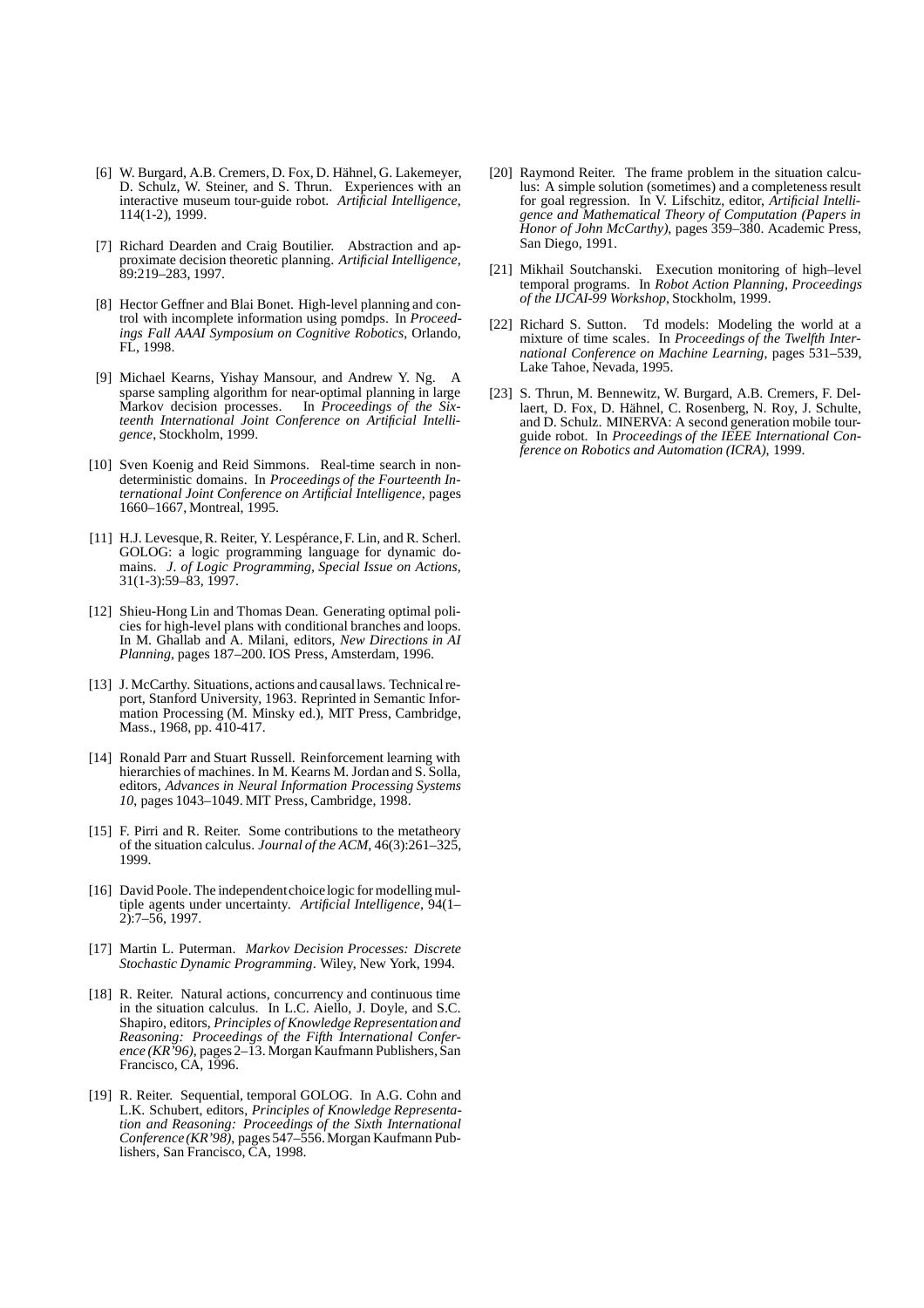[6] W. Burgard, A.B. Cremers, D. Fox, D. Hähnel, G. Lakemeyer, D. Schulz, W. Steiner, and S. Thrun. Experiences with an interactive museum tour-guide robot. *Artificial Intelligence*, 114(1-2), 1999.

[7] Richard Dearden and Craig Boutilier. Abstraction and approximate decision theoretic planning. *Artificial Intelligence*, 89:219–283, 1997.

[8] Hector Geffner and Blai Bonet. High-level planning and control with incomplete information using pomdps. In *Proceedings Fall AAAI Symposium on Cognitive Robotics*, Orlando, FL, 1998.

[9] Michael Kearns, Yishay Mansour, and Andrew Y. Ng. A sparse sampling algorithm for near-optimal planning in large Markov decision processes. In *Proceedings of the Sixteenth International Joint Conference on Artificial Intelligence*, Stockholm, 1999.

[10] Sven Koenig and Reid Simmons. Real-time search in nondeterministic domains. In *Proceedings of the Fourteenth International Joint Conference on Artificial Intelligence*, pages 1660–1667, Montreal, 1995.

[11] H.J. Levesque, R. Reiter, Y. Lespérance, F. Lin, and R. Scherl. GOLOG: a logic programming language for dynamic domains. *J. of Logic Programming, Special Issue on Actions*, 31(1-3):59–83, 1997.

[12] Shieu-Hong Lin and Thomas Dean. Generating optimal policies for high-level plans with conditional branches and loops. In M. Ghallab and A. Milani, editors, *New Directions in AI Planning*, pages 187–200. IOS Press, Amsterdam, 1996.

[13] J. McCarthy. Situations, actions and causal laws. Technical report, Stanford University, 1963. Reprinted in Semantic Information Processing (M. Minsky ed.), MIT Press, Cambridge, Mass., 1968, pp. 410-417.

[14] Ronald Parr and Stuart Russell. Reinforcement learning with hierarchies of machines. In M. Kearns M. Jordan and S. Solla, editors, *Advances in Neural Information Processing Systems 10*, pages 1043–1049. MIT Press, Cambridge, 1998.

[15] F. Pirri and R. Reiter. Some contributions to the metatheory of the situation calculus. *Journal of the ACM*, 46(3):261–325, 1999.

[16] David Poole. The independent choice logic for modelling multiple agents under uncertainty. *Artificial Intelligence*, 94(1–2):7–56, 1997.

[17] Martin L. Puterman. *Markov Decision Processes: Discrete Stochastic Dynamic Programming*. Wiley, New York, 1994.

[18] R. Reiter. Natural actions, concurrency and continuous time in the situation calculus. In L.C. Aiello, J. Doyle, and S.C. Shapiro, editors, *Principles of Knowledge Representation and Reasoning: Proceedings of the Fifth International Conference (KR'96)*, pages 2–13. Morgan Kaufmann Publishers, San Francisco, CA, 1996.

[19] R. Reiter. Sequential, temporal GOLOG. In A.G. Cohn and L.K. Schubert, editors, *Principles of Knowledge Representation and Reasoning: Proceedings of the Sixth International Conference (KR'98)*, pages 547–556. Morgan Kaufmann Publishers, San Francisco, CA, 1998.

[20] Raymond Reiter. The frame problem in the situation calculus: A simple solution (sometimes) and a completeness result for goal regression. In V. Lifschitz, editor, *Artificial Intelligence and Mathematical Theory of Computation (Papers in Honor of John McCarthy)*, pages 359–380. Academic Press, San Diego, 1991.

[21] Mikhail Soutchanski. Execution monitoring of high–level temporal programs. In *Robot Action Planning, Proceedings of the IJCAI-99 Workshop*, Stockholm, 1999.

[22] Richard S. Sutton. Td models: Modeling the world at a mixture of time scales. In *Proceedings of the Twelfth International Conference on Machine Learning*, pages 531–539, Lake Tahoe, Nevada, 1995.

[23] S. Thrun, M. Bennewitz, W. Burgard, A.B. Cremers, F. Dellaert, D. Fox, D. Hähnel, C. Rosenberg, N. Roy, J. Schulte, and D. Schulz. MINERVA: A second generation mobile tour-guide robot. In *Proceedings of the IEEE International Conference on Robotics and Automation (ICRA)*, 1999.